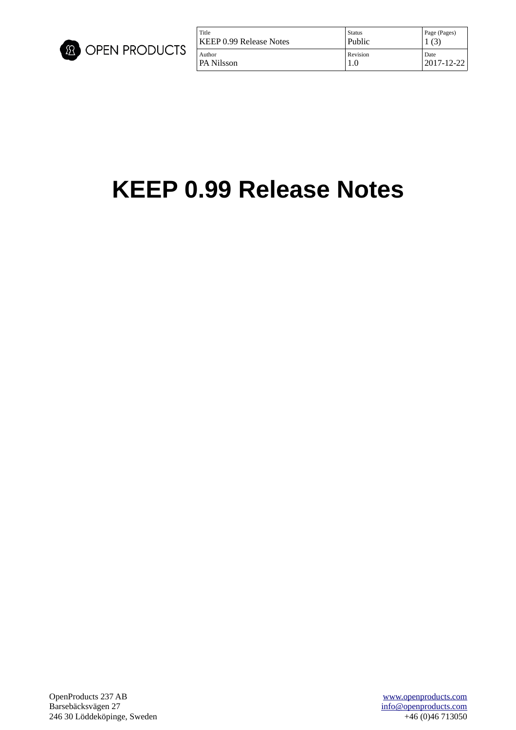| Title | Status | Page (Pages) |
| --- | --- | --- |
| KEEP 0.99 Release Notes | Public | 1 (3) |
| **Author** | **Revision** | **Date** |
| PA Nilsson | 1.0 | 2017-12-22 |

# KEEP 0.99 Release Notes

OpenProducts 237 AB
Barsebäcksvägen 27
246 30 Löddeköpinge, Sweden

www.openproducts.com
info@openproducts.com
+46 (0)46 713050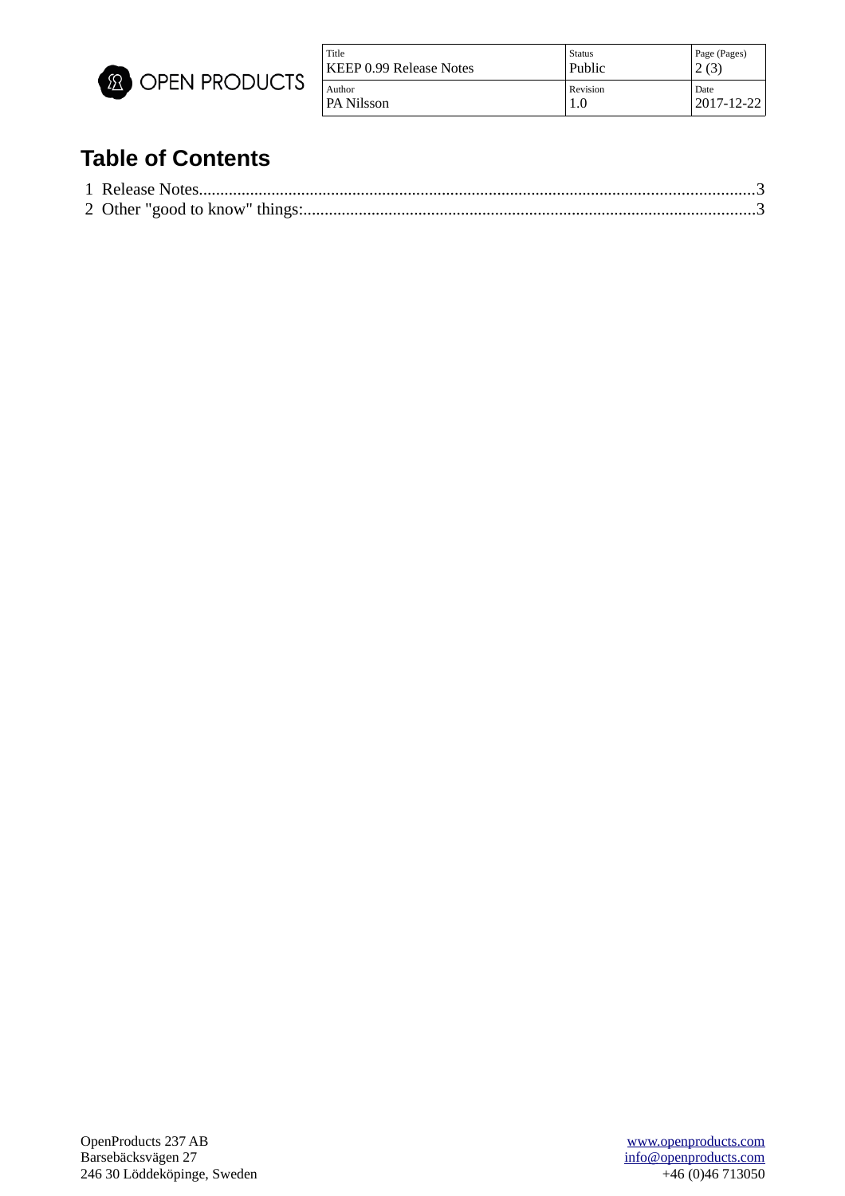# Table of Contents

1 Release Notes.....................................................................................................................................3
2 Other "good to know" things:............................................................................................................3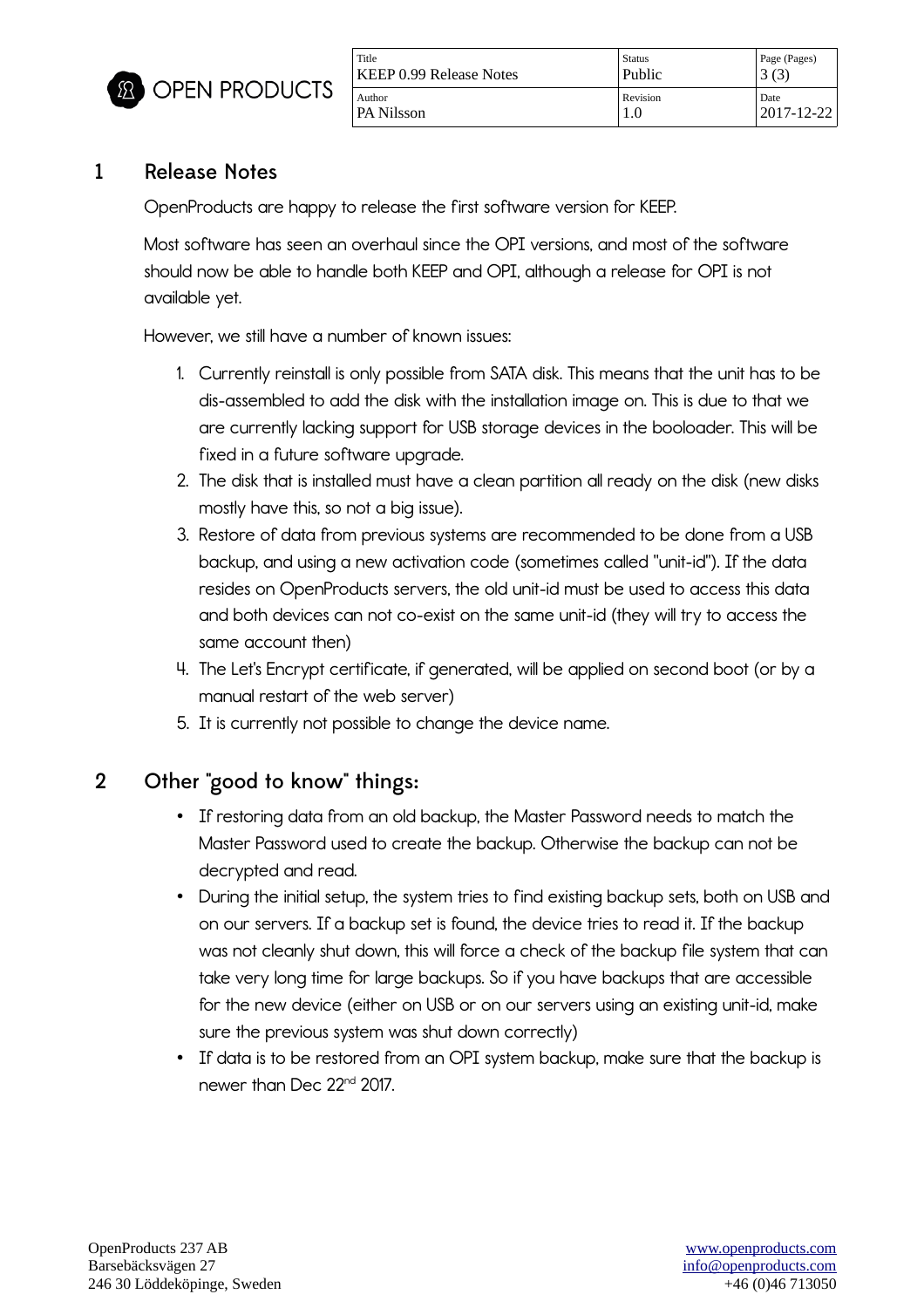## 1 Release Notes

OpenProducts are happy to release the first software version for KEEP.

Most software has seen an overhaul since the OPI versions, and most of the software should now be able to handle both KEEP and OPI, although a release for OPI is not available yet.

However, we still have a number of known issues:

1. Currently reinstall is only possible from SATA disk. This means that the unit has to be dis-assembled to add the disk with the installation image on. This is due to that we are currently lacking support for USB storage devices in the booloader. This will be fixed in a future software upgrade.
2. The disk that is installed must have a clean partition all ready on the disk (new disks mostly have this, so not a big issue).
3. Restore of data from previous systems are recommended to be done from a USB backup, and using a new activation code (sometimes called "unit-id"). If the data resides on OpenProducts servers, the old unit-id must be used to access this data and both devices can not co-exist on the same unit-id (they will try to access the same account then)
4. The Let's Encrypt certificate, if generated, will be applied on second boot (or by a manual restart of the web server)
5. It is currently not possible to change the device name.

## 2 Other "good to know" things:

- If restoring data from an old backup, the Master Password needs to match the Master Password used to create the backup. Otherwise the backup can not be decrypted and read.
- During the initial setup, the system tries to find existing backup sets, both on USB and on our servers. If a backup set is found, the device tries to read it. If the backup was not cleanly shut down, this will force a check of the backup file system that can take very long time for large backups. So if you have backups that are accessible for the new device (either on USB or on our servers using an existing unit-id, make sure the previous system was shut down correctly)
- If data is to be restored from an OPI system backup, make sure that the backup is newer than Dec 22nd 2017.